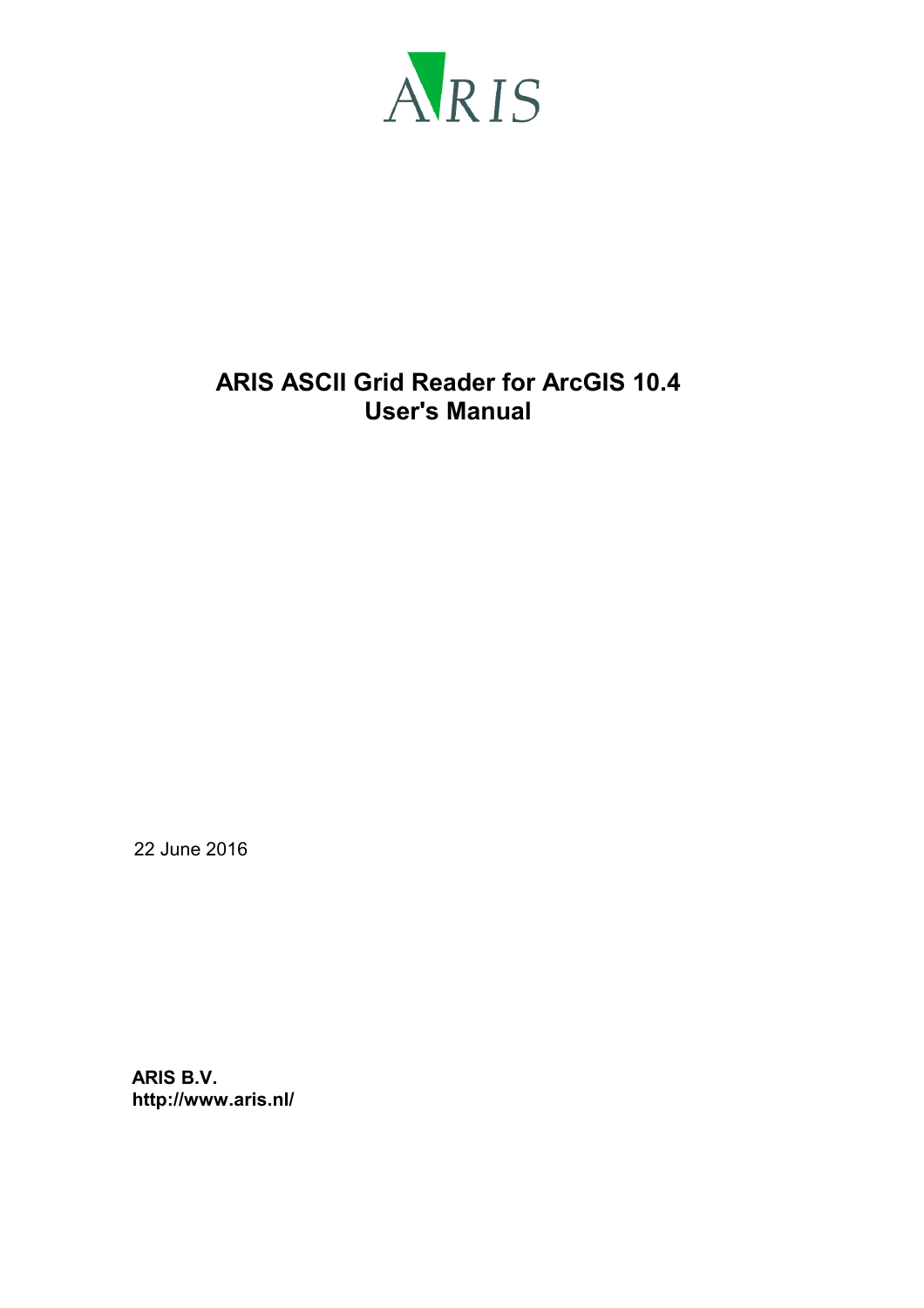ARIS

# ARIS ASCII Grid Reader for ArcGIS 10.4
# User's Manual

22 June 2016

**ARIS B.V.**
**http://www.aris.nl/**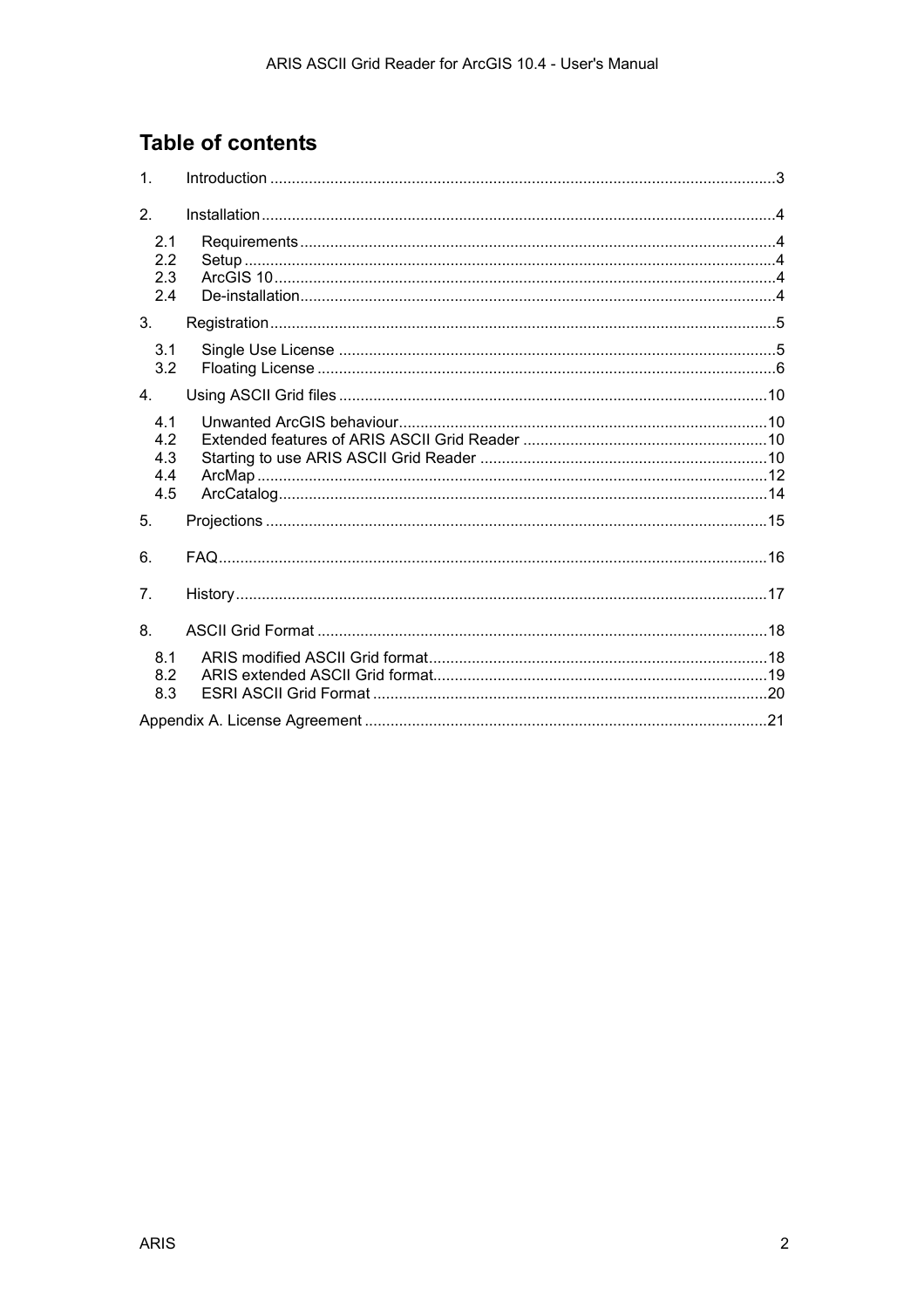## Table of contents

1. Introduction ....................................................................................................................3
2. Installation......................................................................................................................4
   - 2.1 Requirements .............................................................................................................4
   - 2.2 Setup ..........................................................................................................................4
   - 2.3 ArcGIS 10 ...................................................................................................................4
   - 2.4 De-installation .............................................................................................................4
3. Registration....................................................................................................................5
   - 3.1 Single Use License ....................................................................................................5
   - 3.2 Floating License .........................................................................................................6
4. Using ASCII Grid files ..................................................................................................10
   - 4.1 Unwanted ArcGIS behaviour ....................................................................................10
   - 4.2 Extended features of ARIS ASCII Grid Reader ........................................................10
   - 4.3 Starting to use ARIS ASCII Grid Reader ..................................................................10
   - 4.4 ArcMap .....................................................................................................................12
   - 4.5 ArcCatalog ................................................................................................................14
5. Projections ...................................................................................................................15
6. FAQ..............................................................................................................................16
7. History ..........................................................................................................................17
8. ASCII Grid Format .......................................................................................................18
   - 8.1 ARIS modified ASCII Grid format .............................................................................18
   - 8.2 ARIS extended ASCII Grid format ............................................................................19
   - 8.3 ESRI ASCII Grid Format ..........................................................................................20

Appendix A. License Agreement ............................................................................................21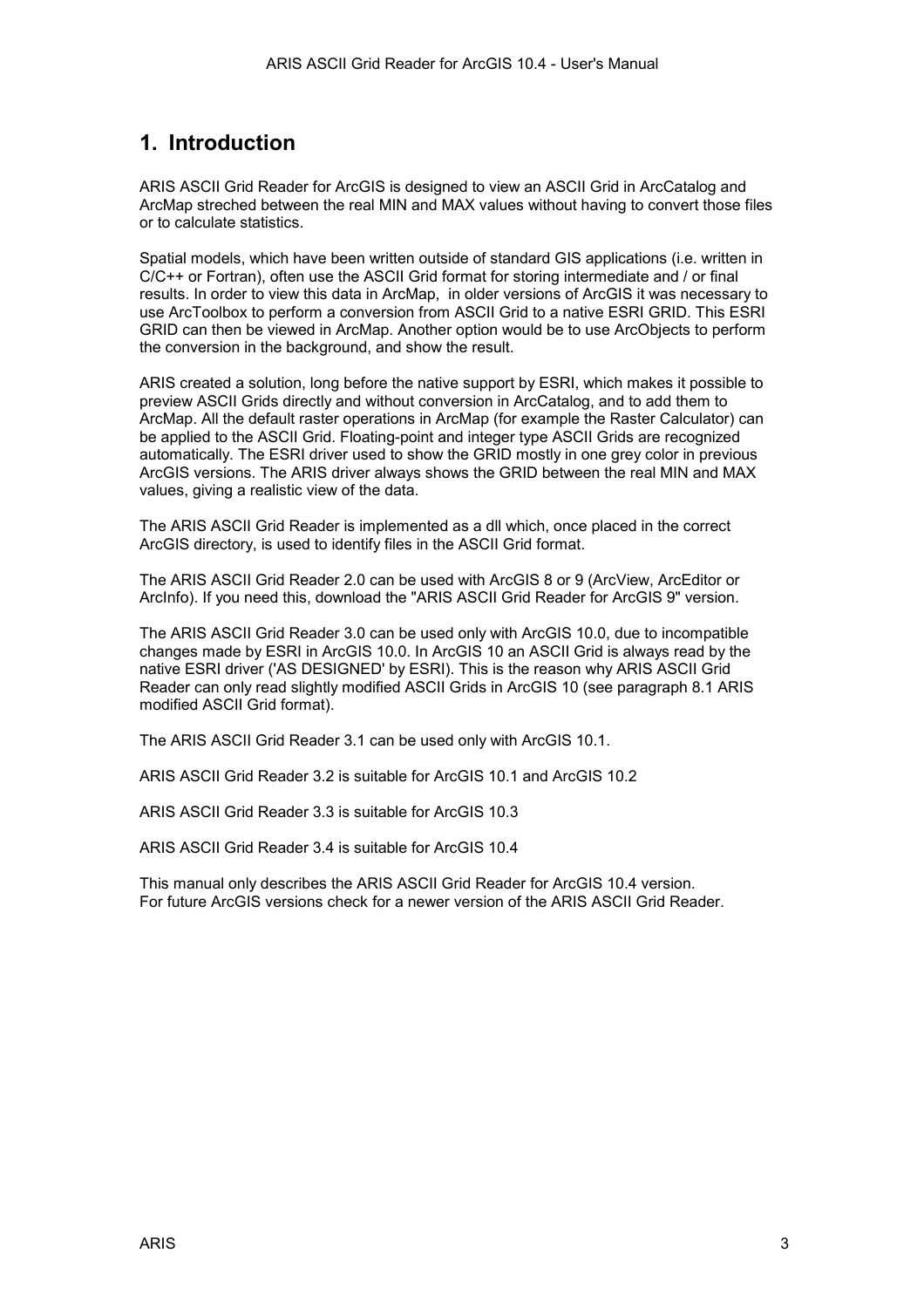# 1. Introduction

ARIS ASCII Grid Reader for ArcGIS is designed to view an ASCII Grid in ArcCatalog and ArcMap streched between the real MIN and MAX values without having to convert those files or to calculate statistics.

Spatial models, which have been written outside of standard GIS applications (i.e. written in C/C++ or Fortran), often use the ASCII Grid format for storing intermediate and / or final results. In order to view this data in ArcMap, in older versions of ArcGIS it was necessary to use ArcToolbox to perform a conversion from ASCII Grid to a native ESRI GRID. This ESRI GRID can then be viewed in ArcMap. Another option would be to use ArcObjects to perform the conversion in the background, and show the result.

ARIS created a solution, long before the native support by ESRI, which makes it possible to preview ASCII Grids directly and without conversion in ArcCatalog, and to add them to ArcMap. All the default raster operations in ArcMap (for example the Raster Calculator) can be applied to the ASCII Grid. Floating-point and integer type ASCII Grids are recognized automatically. The ESRI driver used to show the GRID mostly in one grey color in previous ArcGIS versions. The ARIS driver always shows the GRID between the real MIN and MAX values, giving a realistic view of the data.

The ARIS ASCII Grid Reader is implemented as a dll which, once placed in the correct ArcGIS directory, is used to identify files in the ASCII Grid format.

The ARIS ASCII Grid Reader 2.0 can be used with ArcGIS 8 or 9 (ArcView, ArcEditor or ArcInfo). If you need this, download the "ARIS ASCII Grid Reader for ArcGIS 9" version.

The ARIS ASCII Grid Reader 3.0 can be used only with ArcGIS 10.0, due to incompatible changes made by ESRI in ArcGIS 10.0. In ArcGIS 10 an ASCII Grid is always read by the native ESRI driver ('AS DESIGNED' by ESRI). This is the reason why ARIS ASCII Grid Reader can only read slightly modified ASCII Grids in ArcGIS 10 (see paragraph 8.1 ARIS modified ASCII Grid format).

The ARIS ASCII Grid Reader 3.1 can be used only with ArcGIS 10.1.

ARIS ASCII Grid Reader 3.2 is suitable for ArcGIS 10.1 and ArcGIS 10.2

ARIS ASCII Grid Reader 3.3 is suitable for ArcGIS 10.3

ARIS ASCII Grid Reader 3.4 is suitable for ArcGIS 10.4

This manual only describes the ARIS ASCII Grid Reader for ArcGIS 10.4 version.
For future ArcGIS versions check for a newer version of the ARIS ASCII Grid Reader.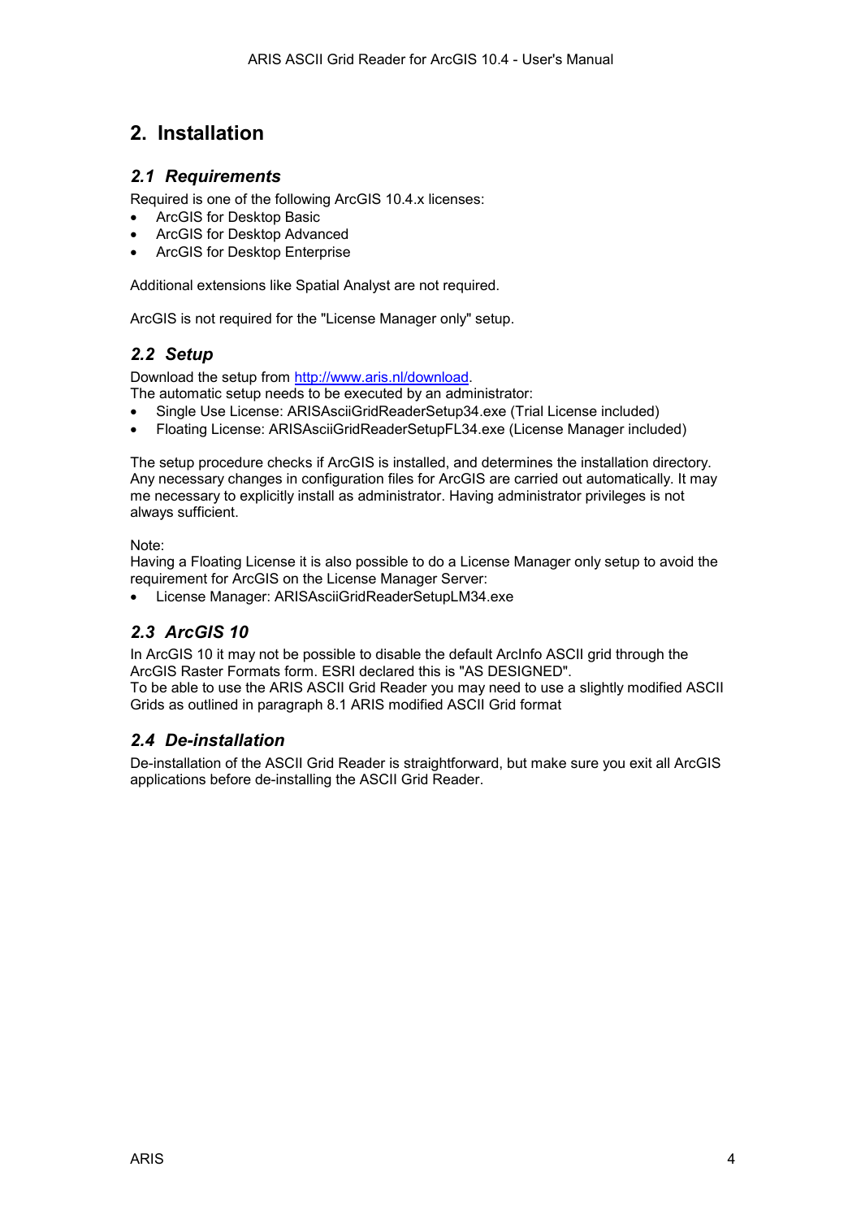# 2. Installation

## 2.1 Requirements

Required is one of the following ArcGIS 10.4.x licenses:

- ArcGIS for Desktop Basic
- ArcGIS for Desktop Advanced
- ArcGIS for Desktop Enterprise

Additional extensions like Spatial Analyst are not required.

ArcGIS is not required for the "License Manager only" setup.

## 2.2 Setup

Download the setup from [http://www.aris.nl/download](http://www.aris.nl/download).
The automatic setup needs to be executed by an administrator:

- Single Use License: ARISAsciiGridReaderSetup34.exe (Trial License included)
- Floating License: ARISAsciiGridReaderSetupFL34.exe (License Manager included)

The setup procedure checks if ArcGIS is installed, and determines the installation directory. Any necessary changes in configuration files for ArcGIS are carried out automatically. It may me necessary to explicitly install as administrator. Having administrator privileges is not always sufficient.

Note:
Having a Floating License it is also possible to do a License Manager only setup to avoid the requirement for ArcGIS on the License Manager Server:

- License Manager: ARISAsciiGridReaderSetupLM34.exe

## 2.3 ArcGIS 10

In ArcGIS 10 it may not be possible to disable the default ArcInfo ASCII grid through the ArcGIS Raster Formats form. ESRI declared this is "AS DESIGNED".
To be able to use the ARIS ASCII Grid Reader you may need to use a slightly modified ASCII Grids as outlined in paragraph 8.1 ARIS modified ASCII Grid format

## 2.4 De-installation

De-installation of the ASCII Grid Reader is straightforward, but make sure you exit all ArcGIS applications before de-installing the ASCII Grid Reader.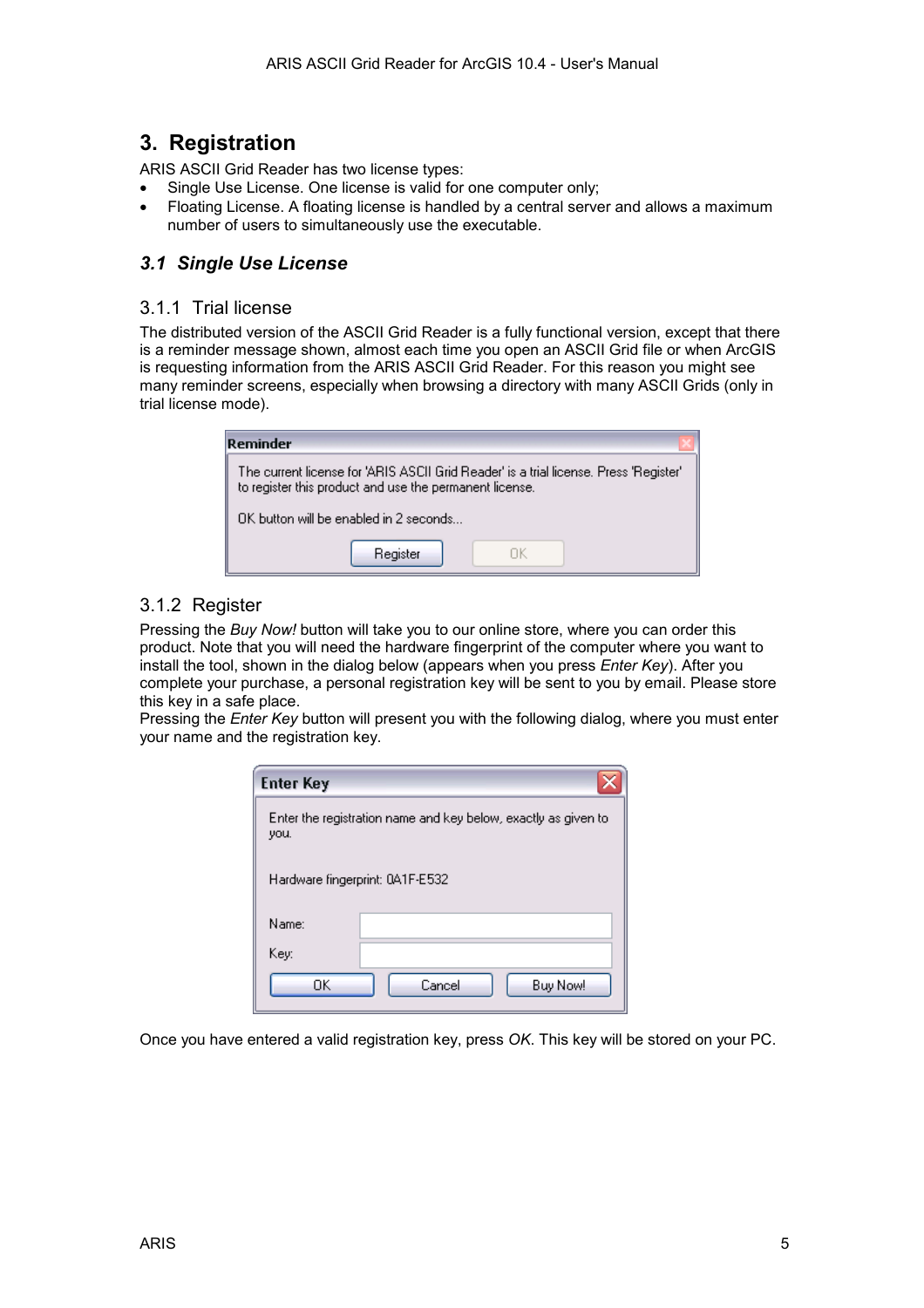# 3. Registration

ARIS ASCII Grid Reader has two license types:

- Single Use License. One license is valid for one computer only;
- Floating License. A floating license is handled by a central server and allows a maximum number of users to simultaneously use the executable.

## *3.1 Single Use License*

### 3.1.1 Trial license

The distributed version of the ASCII Grid Reader is a fully functional version, except that there is a reminder message shown, almost each time you open an ASCII Grid file or when ArcGIS is requesting information from the ARIS ASCII Grid Reader. For this reason you might see many reminder screens, especially when browsing a directory with many ASCII Grids (only in trial license mode).

### 3.1.2 Register

Pressing the *Buy Now!* button will take you to our online store, where you can order this product. Note that you will need the hardware fingerprint of the computer where you want to install the tool, shown in the dialog below (appears when you press *Enter Key*). After you complete your purchase, a personal registration key will be sent to you by email. Please store this key in a safe place.

Pressing the *Enter Key* button will present you with the following dialog, where you must enter your name and the registration key.

Once you have entered a valid registration key, press *OK*. This key will be stored on your PC.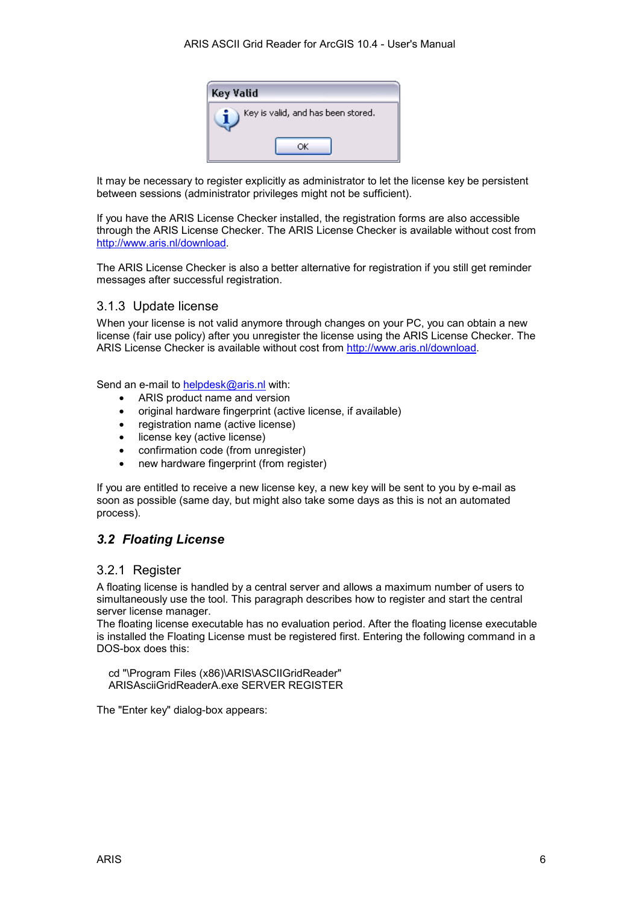It may be necessary to register explicitly as administrator to let the license key be persistent between sessions (administrator privileges might not be sufficient).

If you have the ARIS License Checker installed, the registration forms are also accessible through the ARIS License Checker. The ARIS License Checker is available without cost from http://www.aris.nl/download.

The ARIS License Checker is also a better alternative for registration if you still get reminder messages after successful registration.

### 3.1.3 Update license

When your license is not valid anymore through changes on your PC, you can obtain a new license (fair use policy) after you unregister the license using the ARIS License Checker. The ARIS License Checker is available without cost from http://www.aris.nl/download.

Send an e-mail to helpdesk@aris.nl with:

- ARIS product name and version
- original hardware fingerprint (active license, if available)
- registration name (active license)
- license key (active license)
- confirmation code (from unregister)
- new hardware fingerprint (from register)

If you are entitled to receive a new license key, a new key will be sent to you by e-mail as soon as possible (same day, but might also take some days as this is not an automated process).

## *3.2 Floating License*

### 3.2.1 Register

A floating license is handled by a central server and allows a maximum number of users to simultaneously use the tool. This paragraph describes how to register and start the central server license manager.
The floating license executable has no evaluation period. After the floating license executable is installed the Floating License must be registered first. Entering the following command in a DOS-box does this:

```
cd "\Program Files (x86)\ARIS\ASCIIGridReader"
ARISAsciiGridReaderA.exe SERVER REGISTER
```

The "Enter key" dialog-box appears: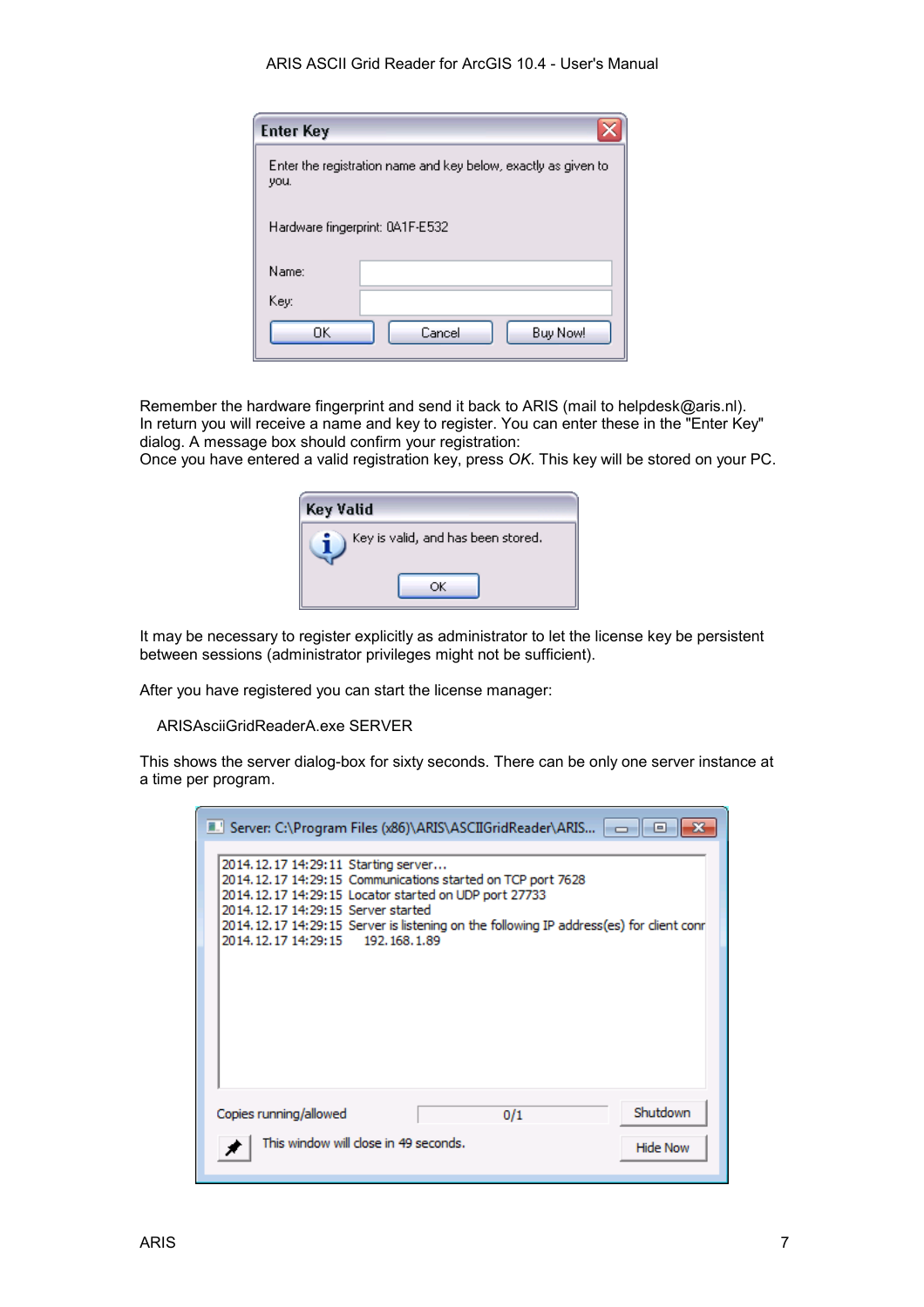Remember the hardware fingerprint and send it back to ARIS (mail to helpdesk@aris.nl).
In return you will receive a name and key to register. You can enter these in the "Enter Key" dialog. A message box should confirm your registration:
Once you have entered a valid registration key, press *OK*. This key will be stored on your PC.

It may be necessary to register explicitly as administrator to let the license key be persistent between sessions (administrator privileges might not be sufficient).

After you have registered you can start the license manager:

```
ARISAsciiGridReaderA.exe SERVER
```

This shows the server dialog-box for sixty seconds. There can be only one server instance at a time per program.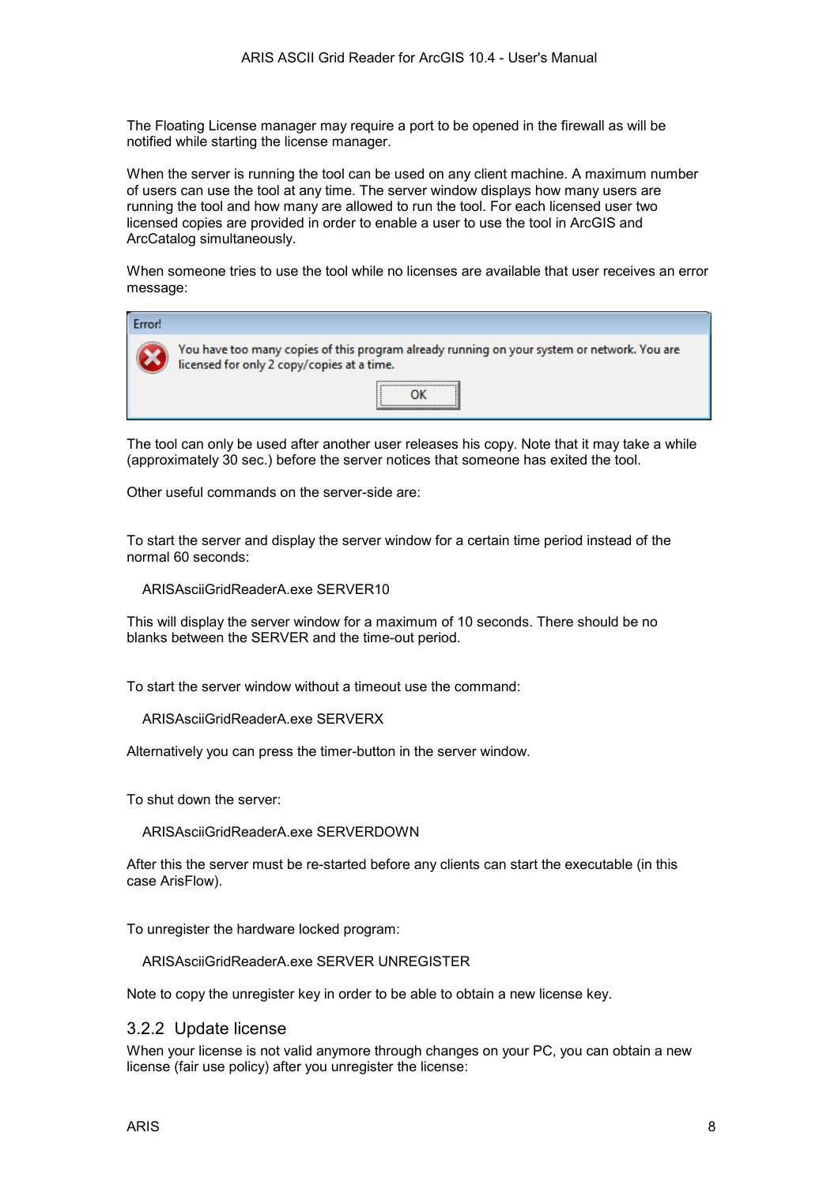The Floating License manager may require a port to be opened in the firewall as will be notified while starting the license manager.

When the server is running the tool can be used on any client machine. A maximum number of users can use the tool at any time. The server window displays how many users are running the tool and how many are allowed to run the tool. For each licensed user two licensed copies are provided in order to enable a user to use the tool in ArcGIS and ArcCatalog simultaneously.

When someone tries to use the tool while no licenses are available that user receives an error message:

```
Error!
You have too many copies of this program already running on your system or network. You are
licensed for only 2 copy/copies at a time.
                                   OK
```

The tool can only be used after another user releases his copy. Note that it may take a while (approximately 30 sec.) before the server notices that someone has exited the tool.

Other useful commands on the server-side are:

To start the server and display the server window for a certain time period instead of the normal 60 seconds:

```
ARISAsciiGridReaderA.exe SERVER10
```

This will display the server window for a maximum of 10 seconds. There should be no blanks between the SERVER and the time-out period.

To start the server window without a timeout use the command:

```
ARISAsciiGridReaderA.exe SERVERX
```

Alternatively you can press the timer-button in the server window.

To shut down the server:

```
ARISAsciiGridReaderA.exe SERVERDOWN
```

After this the server must be re-started before any clients can start the executable (in this case ArisFlow).

To unregister the hardware locked program:

```
ARISAsciiGridReaderA.exe SERVER UNREGISTER
```

Note to copy the unregister key in order to be able to obtain a new license key.

### 3.2.2 Update license

When your license is not valid anymore through changes on your PC, you can obtain a new license (fair use policy) after you unregister the license: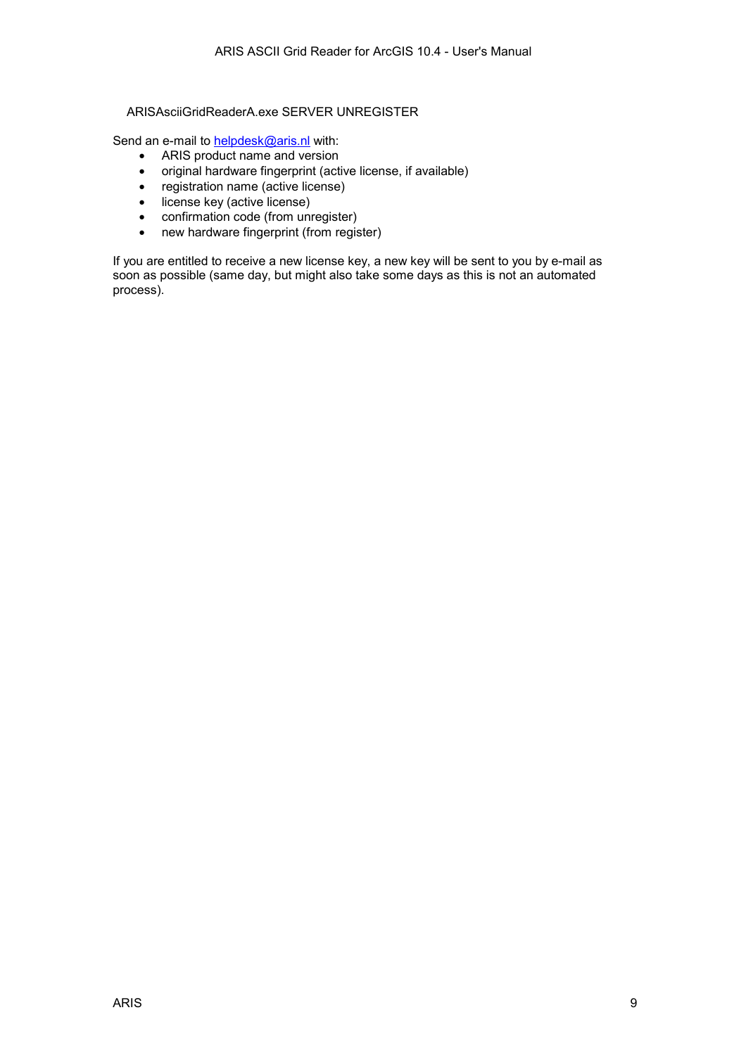```
ARISAsciiGridReaderA.exe SERVER UNREGISTER
```

Send an e-mail to helpdesk@aris.nl with:

- ARIS product name and version
- original hardware fingerprint (active license, if available)
- registration name (active license)
- license key (active license)
- confirmation code (from unregister)
- new hardware fingerprint (from register)

If you are entitled to receive a new license key, a new key will be sent to you by e-mail as soon as possible (same day, but might also take some days as this is not an automated process).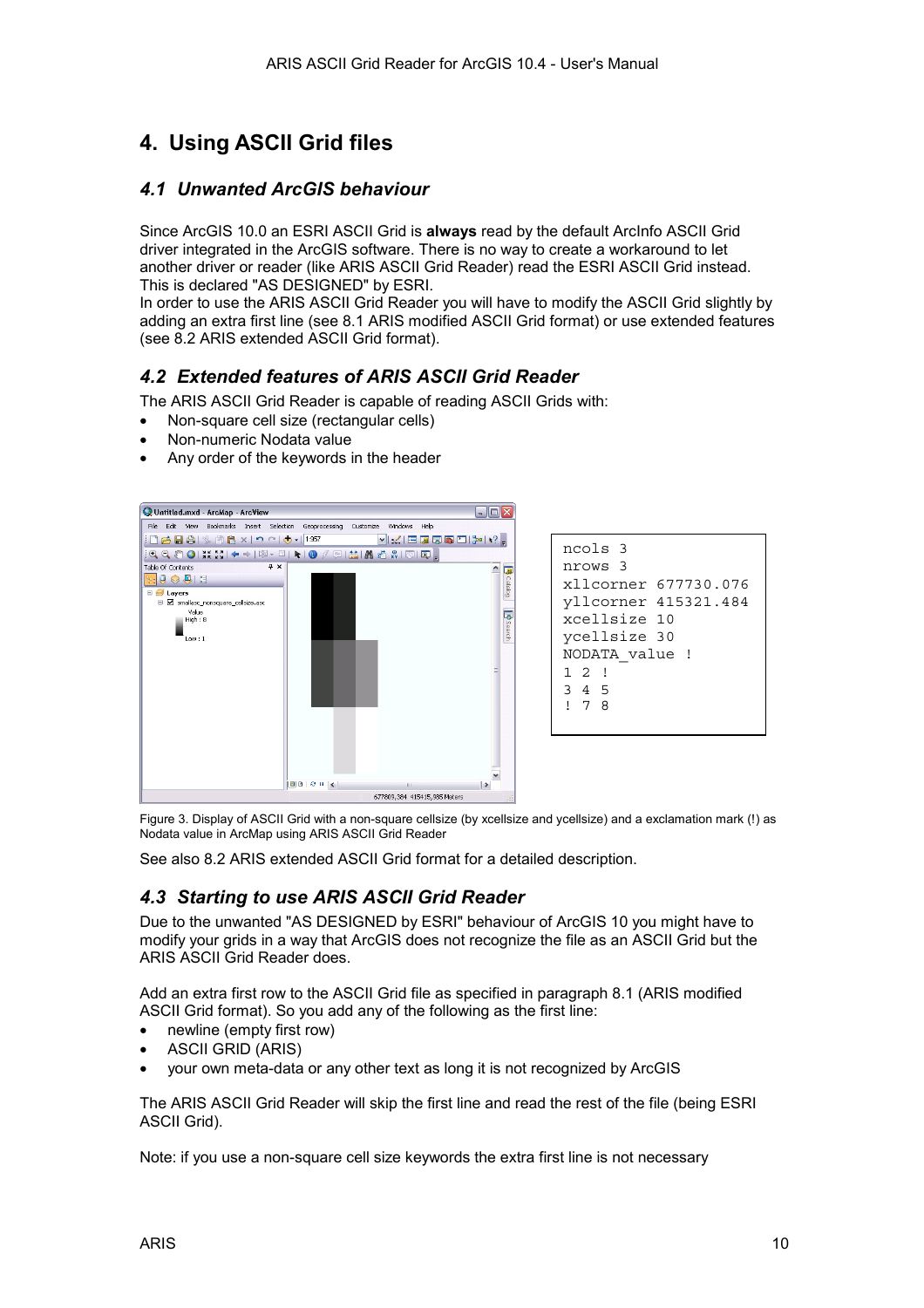// 4. Using ASCII Grid files

## 4.1 Unwanted ArcGIS behaviour

Since ArcGIS 10.0 an ESRI ASCII Grid is **always** read by the default ArcInfo ASCII Grid driver integrated in the ArcGIS software. There is no way to create a workaround to let another driver or reader (like ARIS ASCII Grid Reader) read the ESRI ASCII Grid instead. This is declared "AS DESIGNED" by ESRI.
In order to use the ARIS ASCII Grid Reader you will have to modify the ASCII Grid slightly by adding an extra first line (see 8.1 ARIS modified ASCII Grid format) or use extended features (see 8.2 ARIS extended ASCII Grid format).

## 4.2 Extended features of ARIS ASCII Grid Reader

The ARIS ASCII Grid Reader is capable of reading ASCII Grids with:

- Non-square cell size (rectangular cells)
- Non-numeric Nodata value
- Any order of the keywords in the header

```
ncols 3
nrows 3
xllcorner 677730.076
yllcorner 415321.484
xcellsize 10
ycellsize 30
NODATA_value !
1 2 !
3 4 5
! 7 8
```

Figure 3. Display of ASCII Grid with a non-square cellsize (by xcellsize and ycellsize) and a exclamation mark (!) as Nodata value in ArcMap using ARIS ASCII Grid Reader

See also 8.2 ARIS extended ASCII Grid format for a detailed description.

## 4.3 Starting to use ARIS ASCII Grid Reader

Due to the unwanted "AS DESIGNED by ESRI" behaviour of ArcGIS 10 you might have to modify your grids in a way that ArcGIS does not recognize the file as an ASCII Grid but the ARIS ASCII Grid Reader does.

Add an extra first row to the ASCII Grid file as specified in paragraph 8.1 (ARIS modified ASCII Grid format). So you add any of the following as the first line:

- newline (empty first row)
- ASCII GRID (ARIS)
- your own meta-data or any other text as long it is not recognized by ArcGIS

The ARIS ASCII Grid Reader will skip the first line and read the rest of the file (being ESRI ASCII Grid).

Note: if you use a non-square cell size keywords the extra first line is not necessary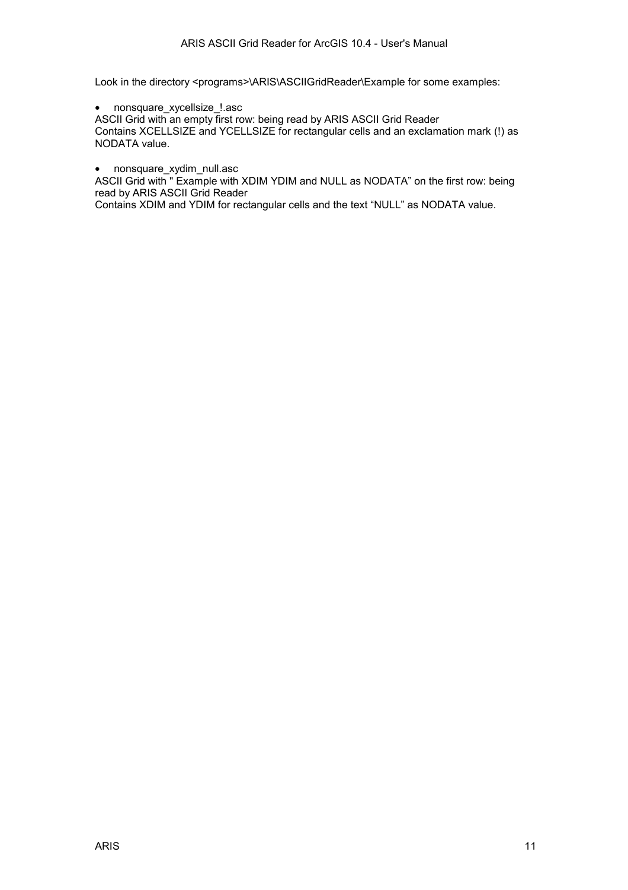Look in the directory <programs>\ARIS\ASCIIGridReader\Example for some examples:

- nonsquare_xycellsize_!.asc

ASCII Grid with an empty first row: being read by ARIS ASCII Grid Reader
Contains XCELLSIZE and YCELLSIZE for rectangular cells and an exclamation mark (!) as NODATA value.

- nonsquare_xydim_null.asc

ASCII Grid with " Example with XDIM YDIM and NULL as NODATA" on the first row: being read by ARIS ASCII Grid Reader
Contains XDIM and YDIM for rectangular cells and the text "NULL" as NODATA value.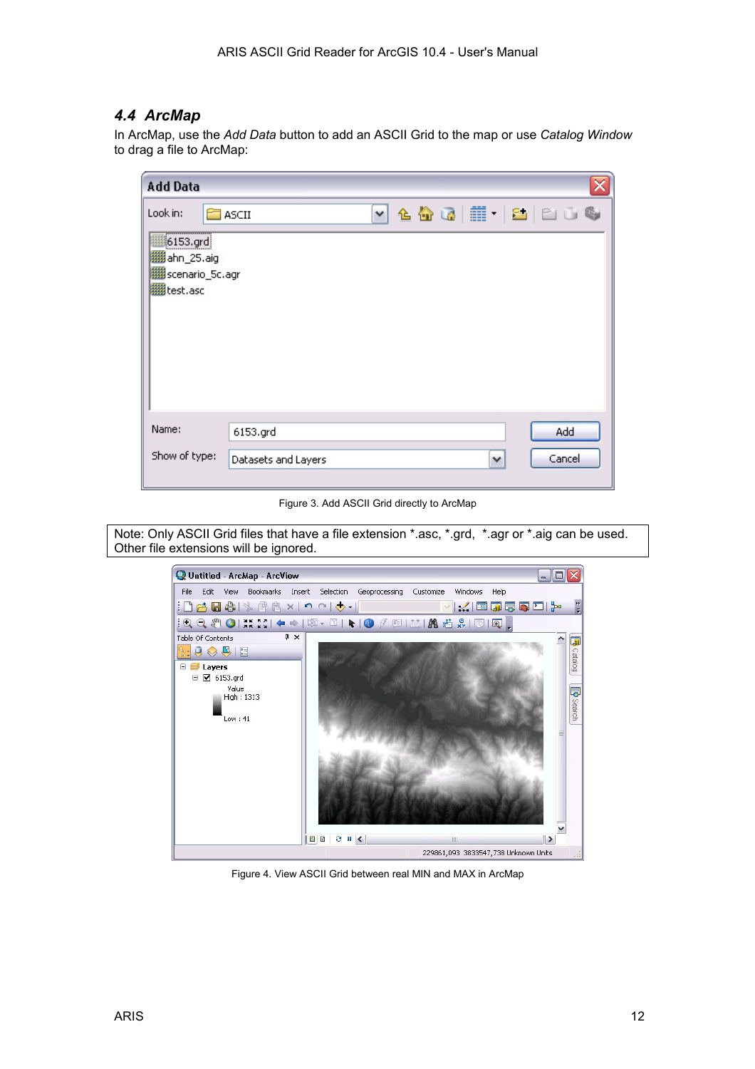## 4.4 ArcMap

In ArcMap, use the *Add Data* button to add an ASCII Grid to the map or use *Catalog Window* to drag a file to ArcMap:

Figure 3. Add ASCII Grid directly to ArcMap

Note: Only ASCII Grid files that have a file extension *.asc, *.grd, *.agr or *.aig can be used. Other file extensions will be ignored.

Figure 4. View ASCII Grid between real MIN and MAX in ArcMap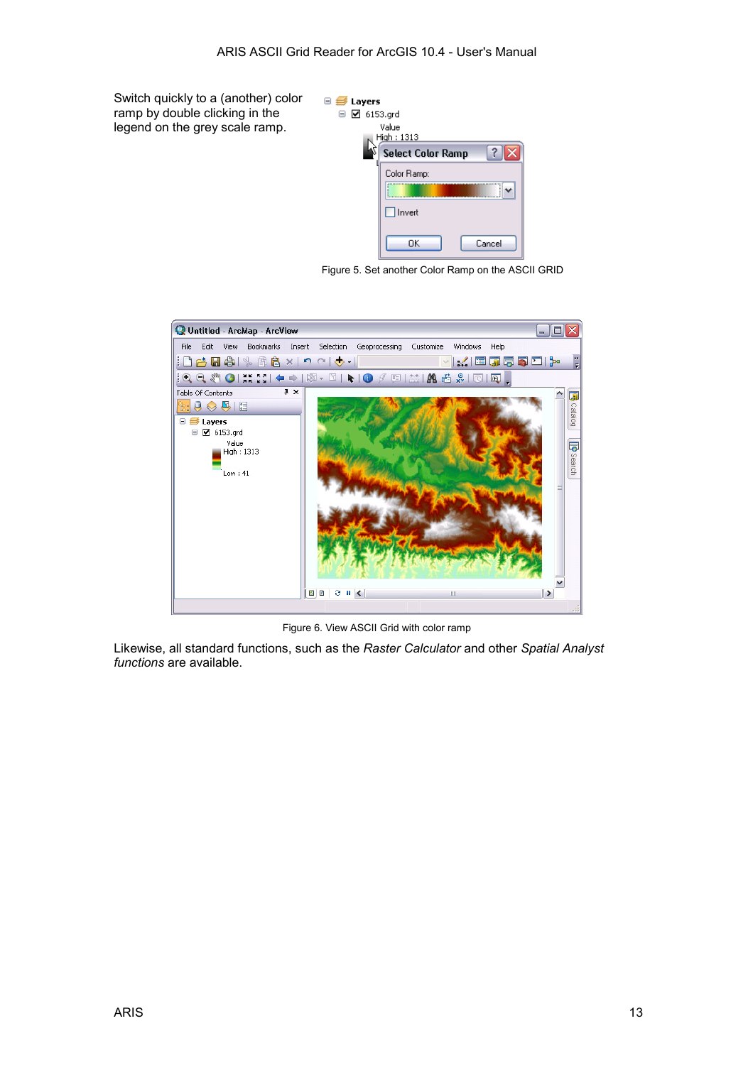Switch quickly to a (another) color ramp by double clicking in the legend on the grey scale ramp.

Figure 5. Set another Color Ramp on the ASCII GRID

Figure 6. View ASCII Grid with color ramp

Likewise, all standard functions, such as the *Raster Calculator* and other *Spatial Analyst functions* are available.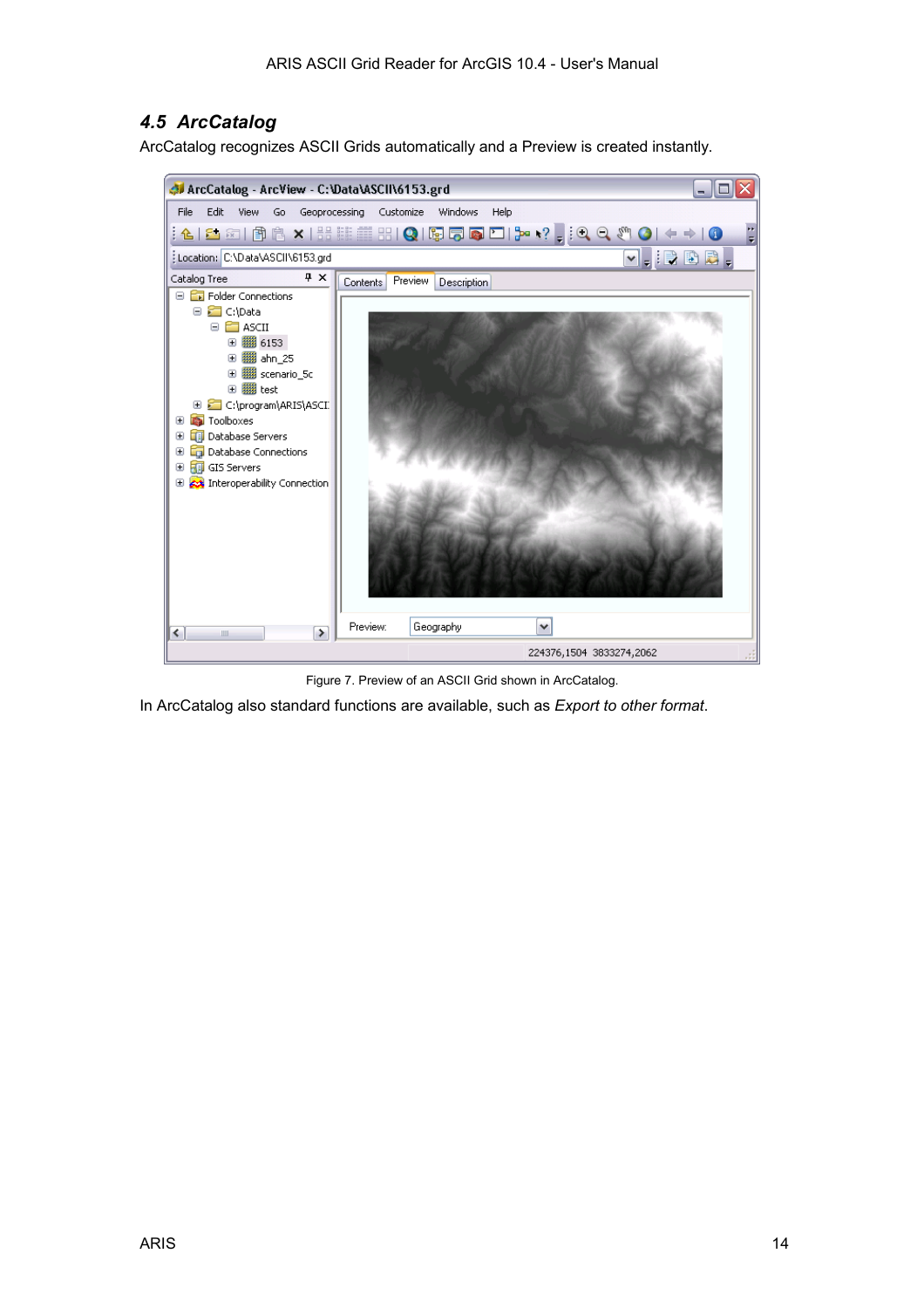## 4.5 *ArcCatalog*

ArcCatalog recognizes ASCII Grids automatically and a Preview is created instantly.

Figure 7. Preview of an ASCII Grid shown in ArcCatalog.

In ArcCatalog also standard functions are available, such as *Export to other format*.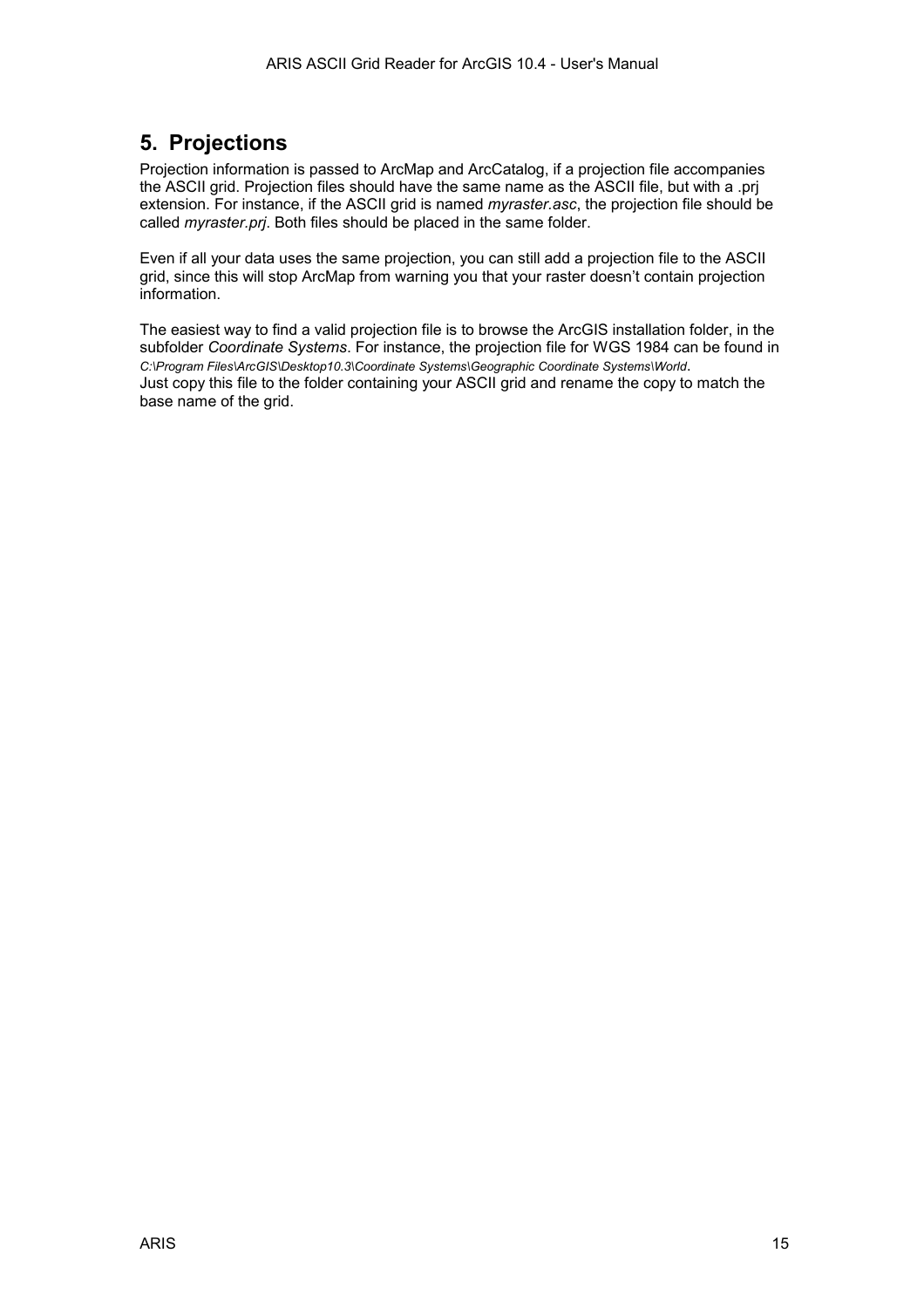## 5. Projections

Projection information is passed to ArcMap and ArcCatalog, if a projection file accompanies the ASCII grid. Projection files should have the same name as the ASCII file, but with a .prj extension. For instance, if the ASCII grid is named *myraster.asc*, the projection file should be called *myraster.prj*. Both files should be placed in the same folder.

Even if all your data uses the same projection, you can still add a projection file to the ASCII grid, since this will stop ArcMap from warning you that your raster doesn't contain projection information.

The easiest way to find a valid projection file is to browse the ArcGIS installation folder, in the subfolder *Coordinate Systems*. For instance, the projection file for WGS 1984 can be found in *C:\Program Files\ArcGIS\Desktop10.3\Coordinate Systems\Geographic Coordinate Systems\World*.
Just copy this file to the folder containing your ASCII grid and rename the copy to match the base name of the grid.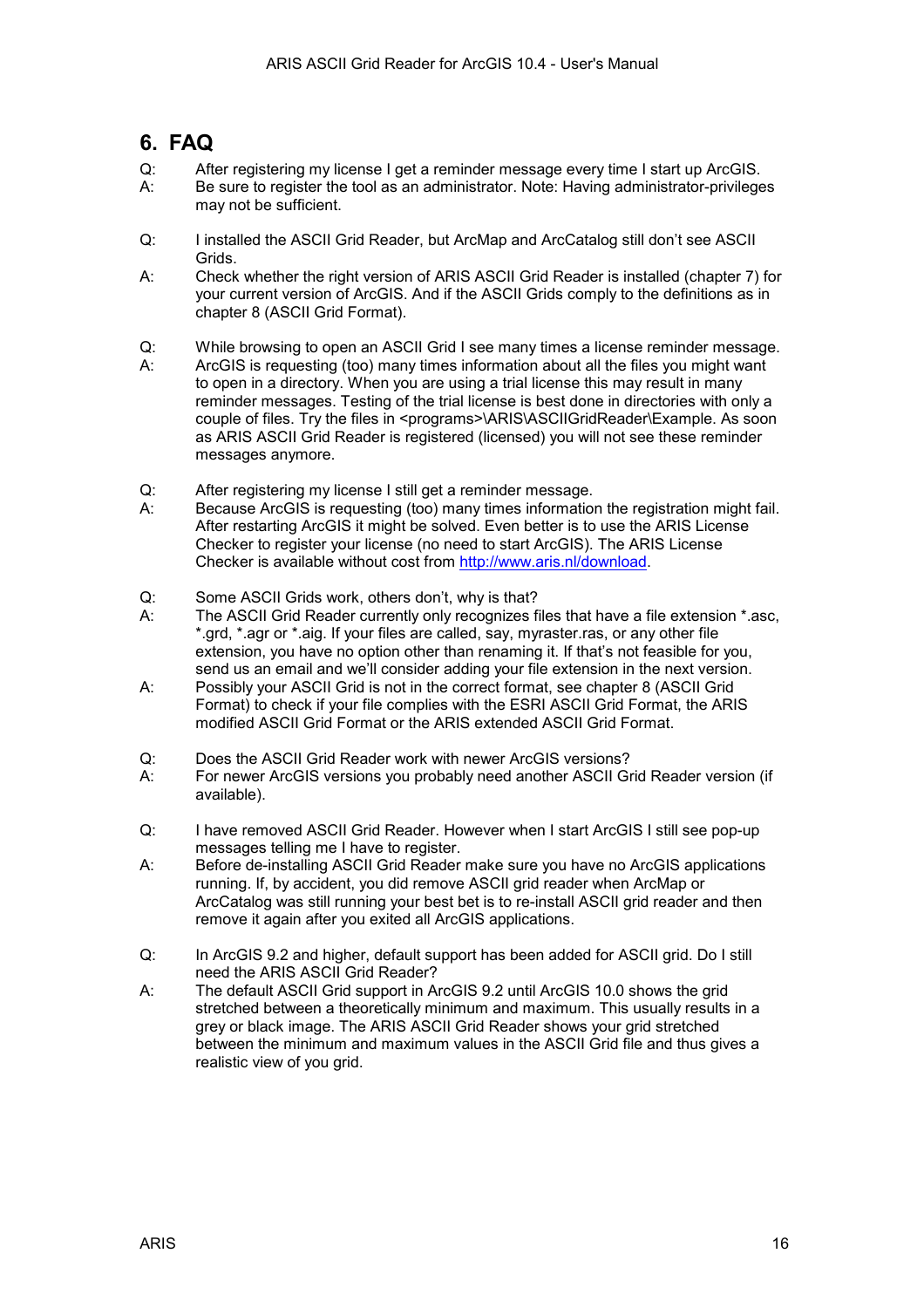# 6. FAQ

Q: After registering my license I get a reminder message every time I start up ArcGIS.

A: Be sure to register the tool as an administrator. Note: Having administrator-privileges may not be sufficient.

Q: I installed the ASCII Grid Reader, but ArcMap and ArcCatalog still don't see ASCII Grids.

A: Check whether the right version of ARIS ASCII Grid Reader is installed (chapter 7) for your current version of ArcGIS. And if the ASCII Grids comply to the definitions as in chapter 8 (ASCII Grid Format).

Q: While browsing to open an ASCII Grid I see many times a license reminder message.

A: ArcGIS is requesting (too) many times information about all the files you might want to open in a directory. When you are using a trial license this may result in many reminder messages. Testing of the trial license is best done in directories with only a couple of files. Try the files in <programs>\ARIS\ASCIIGridReader\Example. As soon as ARIS ASCII Grid Reader is registered (licensed) you will not see these reminder messages anymore.

Q: After registering my license I still get a reminder message.

A: Because ArcGIS is requesting (too) many times information the registration might fail. After restarting ArcGIS it might be solved. Even better is to use the ARIS License Checker to register your license (no need to start ArcGIS). The ARIS License Checker is available without cost from http://www.aris.nl/download.

Q: Some ASCII Grids work, others don't, why is that?

A: The ASCII Grid Reader currently only recognizes files that have a file extension *.asc, *.grd, *.agr or *.aig. If your files are called, say, myraster.ras, or any other file extension, you have no option other than renaming it. If that's not feasible for you, send us an email and we'll consider adding your file extension in the next version.

A: Possibly your ASCII Grid is not in the correct format, see chapter 8 (ASCII Grid Format) to check if your file complies with the ESRI ASCII Grid Format, the ARIS modified ASCII Grid Format or the ARIS extended ASCII Grid Format.

Q: Does the ASCII Grid Reader work with newer ArcGIS versions?

A: For newer ArcGIS versions you probably need another ASCII Grid Reader version (if available).

Q: I have removed ASCII Grid Reader. However when I start ArcGIS I still see pop-up messages telling me I have to register.

A: Before de-installing ASCII Grid Reader make sure you have no ArcGIS applications running. If, by accident, you did remove ASCII grid reader when ArcMap or ArcCatalog was still running your best bet is to re-install ASCII grid reader and then remove it again after you exited all ArcGIS applications.

Q: In ArcGIS 9.2 and higher, default support has been added for ASCII grid. Do I still need the ARIS ASCII Grid Reader?

A: The default ASCII Grid support in ArcGIS 9.2 until ArcGIS 10.0 shows the grid stretched between a theoretically minimum and maximum. This usually results in a grey or black image. The ARIS ASCII Grid Reader shows your grid stretched between the minimum and maximum values in the ASCII Grid file and thus gives a realistic view of you grid.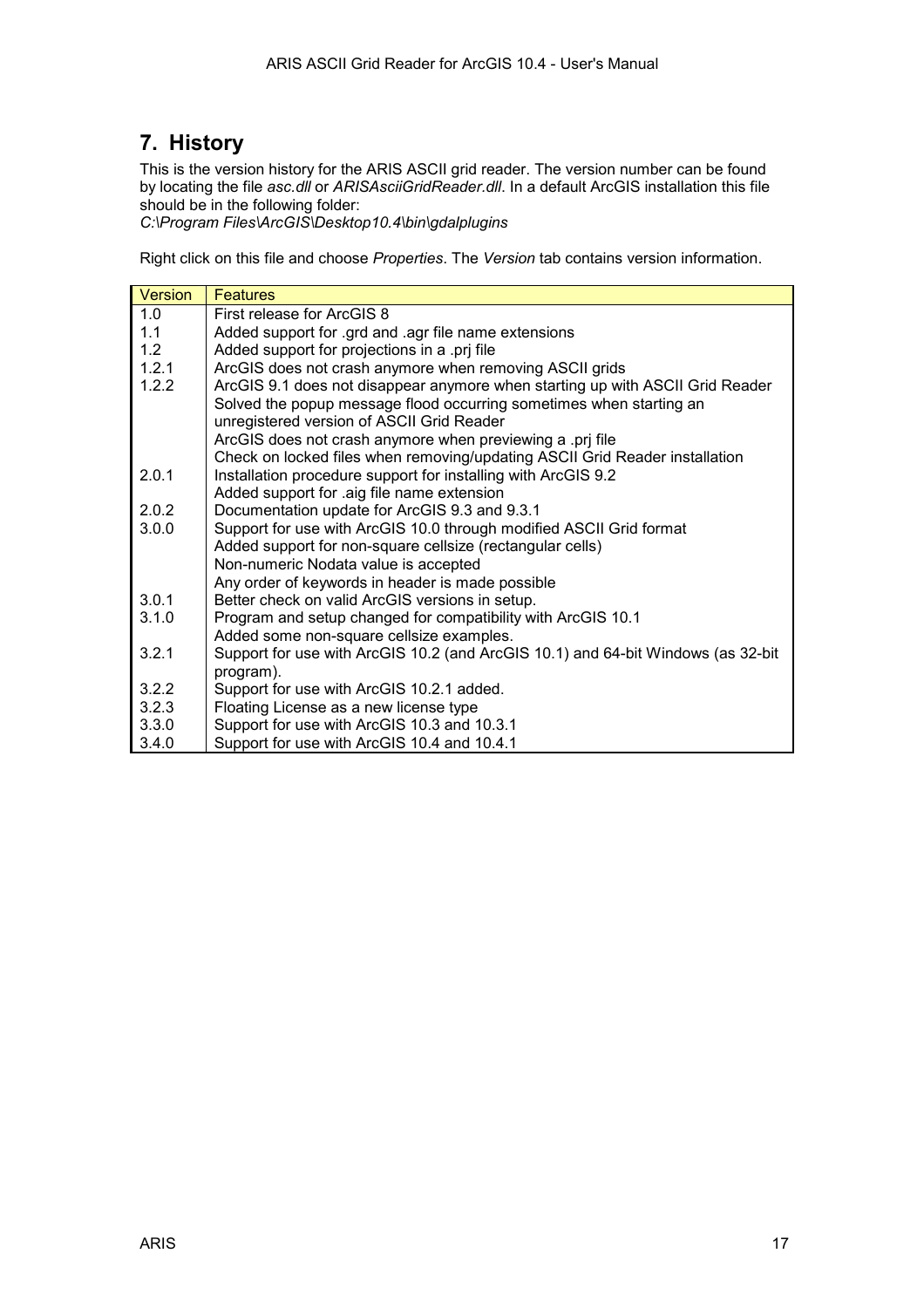# 7. History

This is the version history for the ARIS ASCII grid reader. The version number can be found by locating the file *asc.dll* or *ARISAsciiGridReader.dll*. In a default ArcGIS installation this file should be in the following folder:
*C:\Program Files\ArcGIS\Desktop10.4\bin\gdalplugins*

Right click on this file and choose *Properties*. The *Version* tab contains version information.

| Version | Features |
|---|---|
| 1.0 | First release for ArcGIS 8 |
| 1.1 | Added support for .grd and .agr file name extensions |
| 1.2 | Added support for projections in a .prj file |
| 1.2.1 | ArcGIS does not crash anymore when removing ASCII grids |
| 1.2.2 | ArcGIS 9.1 does not disappear anymore when starting up with ASCII Grid Reader<br>Solved the popup message flood occurring sometimes when starting an unregistered version of ASCII Grid Reader<br>ArcGIS does not crash anymore when previewing a .prj file<br>Check on locked files when removing/updating ASCII Grid Reader installation |
| 2.0.1 | Installation procedure support for installing with ArcGIS 9.2<br>Added support for .aig file name extension |
| 2.0.2 | Documentation update for ArcGIS 9.3 and 9.3.1 |
| 3.0.0 | Support for use with ArcGIS 10.0 through modified ASCII Grid format<br>Added support for non-square cellsize (rectangular cells)<br>Non-numeric Nodata value is accepted<br>Any order of keywords in header is made possible |
| 3.0.1 | Better check on valid ArcGIS versions in setup. |
| 3.1.0 | Program and setup changed for compatibility with ArcGIS 10.1<br>Added some non-square cellsize examples. |
| 3.2.1 | Support for use with ArcGIS 10.2 (and ArcGIS 10.1) and 64-bit Windows (as 32-bit program). |
| 3.2.2 | Support for use with ArcGIS 10.2.1 added. |
| 3.2.3 | Floating License as a new license type |
| 3.3.0 | Support for use with ArcGIS 10.3 and 10.3.1 |
| 3.4.0 | Support for use with ArcGIS 10.4 and 10.4.1 |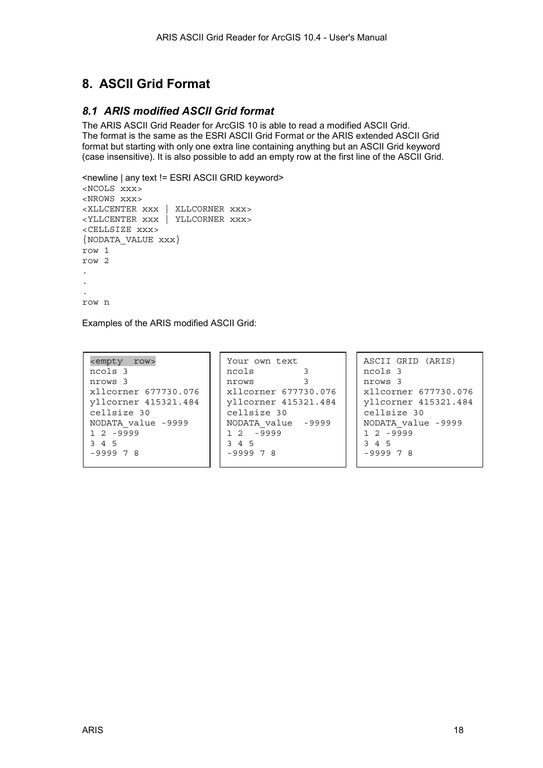## 8. ASCII Grid Format

### *8.1 ARIS modified ASCII Grid format*

The ARIS ASCII Grid Reader for ArcGIS 10 is able to read a modified ASCII Grid.
The format is the same as the ESRI ASCII Grid Format or the ARIS extended ASCII Grid format but starting with only one extra line containing anything but an ASCII Grid keyword (case insensitive). It is also possible to add an empty row at the first line of the ASCII Grid.

<newline | any text != ESRI ASCII GRID keyword>

```
<NCOLS xxx>
<NROWS xxx>
<XLLCENTER xxx | XLLCORNER xxx>
<YLLCENTER xxx | YLLCORNER xxx>
<CELLSIZE xxx>
{NODATA_VALUE xxx}
row 1
row 2
.
.
.
row n
```

Examples of the ARIS modified ASCII Grid:

```
<empty  row>
ncols 3
nrows 3
xllcorner 677730.076
yllcorner 415321.484
cellsize 30
NODATA_value -9999
1 2 -9999
3 4 5
-9999 7 8
```

```
Your own text
ncols         3
nrows         3
xllcorner 677730.076
yllcorner 415321.484
cellsize 30
NODATA_value  -9999
1 2  -9999
3 4 5
-9999 7 8
```

```
ASCII GRID (ARIS)
ncols 3
nrows 3
xllcorner 677730.076
yllcorner 415321.484
cellsize 30
NODATA_value -9999
1 2 -9999
3 4 5
-9999 7 8
```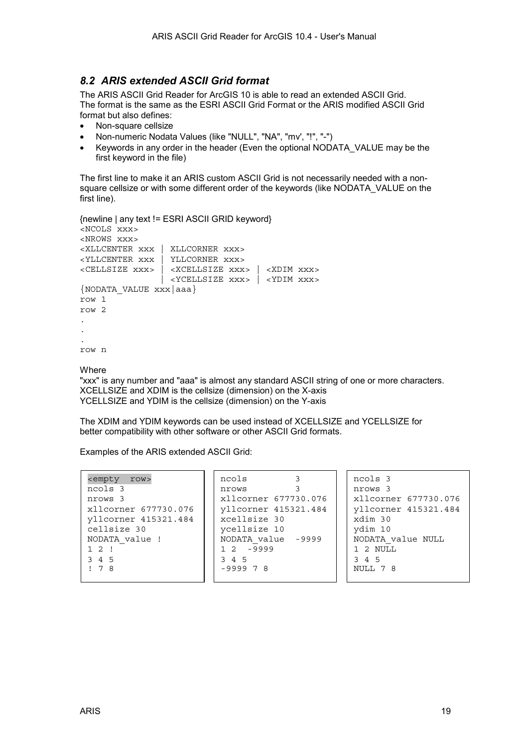## 8.2 ARIS extended ASCII Grid format

The ARIS ASCII Grid Reader for ArcGIS 10 is able to read an extended ASCII Grid.
The format is the same as the ESRI ASCII Grid Format or the ARIS modified ASCII Grid format but also defines:

- Non-square cellsize
- Non-numeric Nodata Values (like "NULL", "NA", "mv', "!", "-")
- Keywords in any order in the header (Even the optional NODATA_VALUE may be the first keyword in the file)

The first line to make it an ARIS custom ASCII Grid is not necessarily needed with a non-square cellsize or with some different order of the keywords (like NODATA_VALUE on the first line).

```
{newline | any text != ESRI ASCII GRID keyword}
<NCOLS xxx>
<NROWS xxx>
<XLLCENTER xxx | XLLCORNER xxx>
<YLLCENTER xxx | YLLCORNER xxx>
<CELLSIZE xxx> | <XCELLSIZE xxx> | <XDIM xxx>
               | <YCELLSIZE xxx> | <YDIM xxx>
{NODATA_VALUE xxx|aaa}
row 1
row 2
.
.
.
row n
```

Where
"xxx" is any number and "aaa" is almost any standard ASCII string of one or more characters.
XCELLSIZE and XDIM is the cellsize (dimension) on the X-axis
YCELLSIZE and YDIM is the cellsize (dimension) on the Y-axis

The XDIM and YDIM keywords can be used instead of XCELLSIZE and YCELLSIZE for better compatibility with other software or other ASCII Grid formats.

Examples of the ARIS extended ASCII Grid:

```
<empty  row>
ncols 3
nrows 3
xllcorner 677730.076
yllcorner 415321.484
cellsize 30
NODATA_value !
1 2 !
3 4 5
! 7 8
```

```
ncols         3
nrows         3
xllcorner 677730.076
yllcorner 415321.484
xcellsize 30
ycellsize 10
NODATA_value  -9999
1 2  -9999
3 4 5
-9999 7 8
```

```
ncols 3
nrows 3
xllcorner 677730.076
yllcorner 415321.484
xdim 30
ydim 10
NODATA_value NULL
1 2 NULL
3 4 5
NULL 7 8
```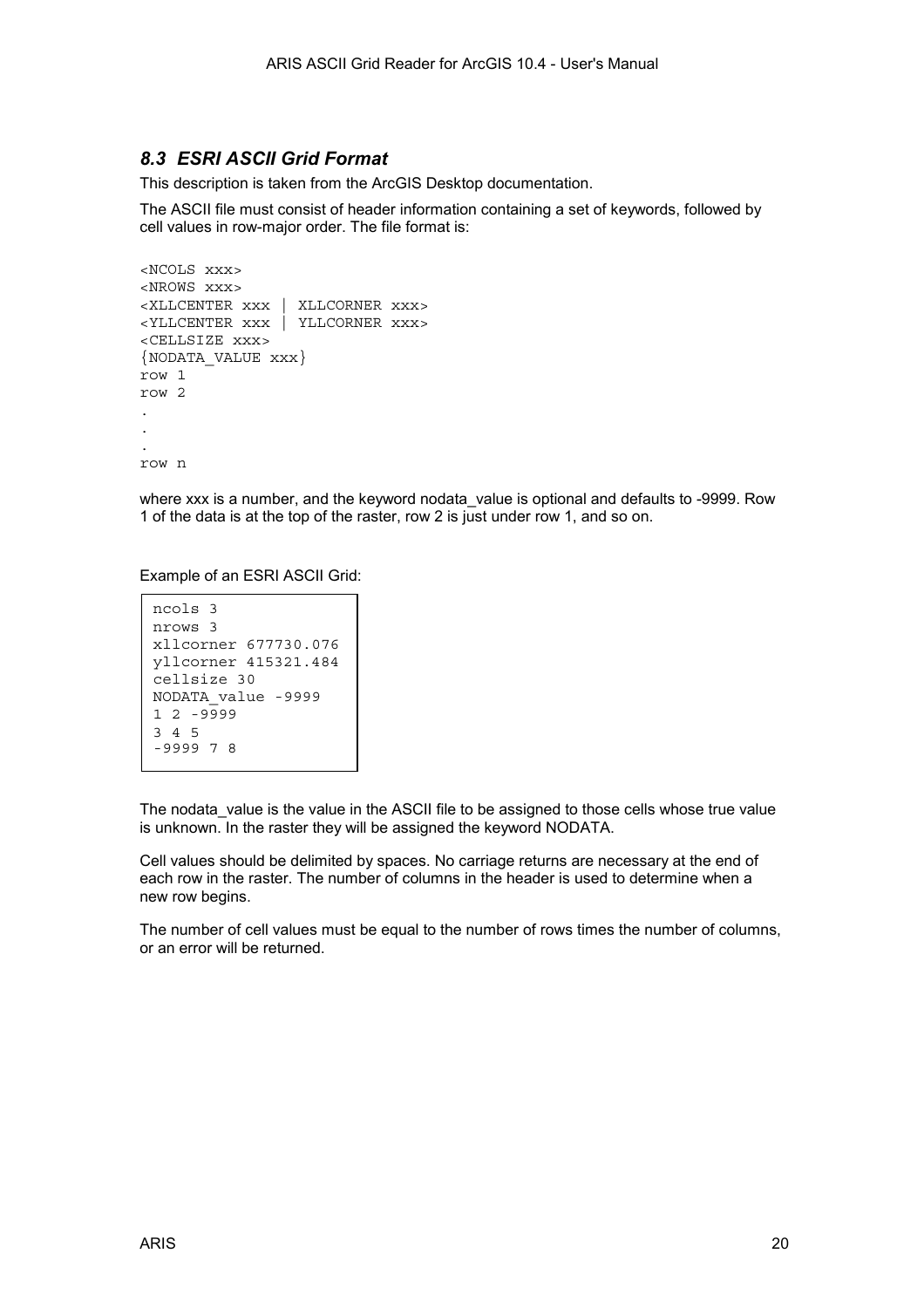## *8.3 ESRI ASCII Grid Format*

This description is taken from the ArcGIS Desktop documentation.

The ASCII file must consist of header information containing a set of keywords, followed by cell values in row-major order. The file format is:

```
<NCOLS xxx>
<NROWS xxx>
<XLLCENTER xxx | XLLCORNER xxx>
<YLLCENTER xxx | YLLCORNER xxx>
<CELLSIZE xxx>
{NODATA_VALUE xxx}
row 1
row 2
.
.
.
row n
```

where xxx is a number, and the keyword nodata_value is optional and defaults to -9999. Row 1 of the data is at the top of the raster, row 2 is just under row 1, and so on.

Example of an ESRI ASCII Grid:

```
ncols 3
nrows 3
xllcorner 677730.076
yllcorner 415321.484
cellsize 30
NODATA_value -9999
1 2 -9999
3 4 5
-9999 7 8
```

The nodata_value is the value in the ASCII file to be assigned to those cells whose true value is unknown. In the raster they will be assigned the keyword NODATA.

Cell values should be delimited by spaces. No carriage returns are necessary at the end of each row in the raster. The number of columns in the header is used to determine when a new row begins.

The number of cell values must be equal to the number of rows times the number of columns, or an error will be returned.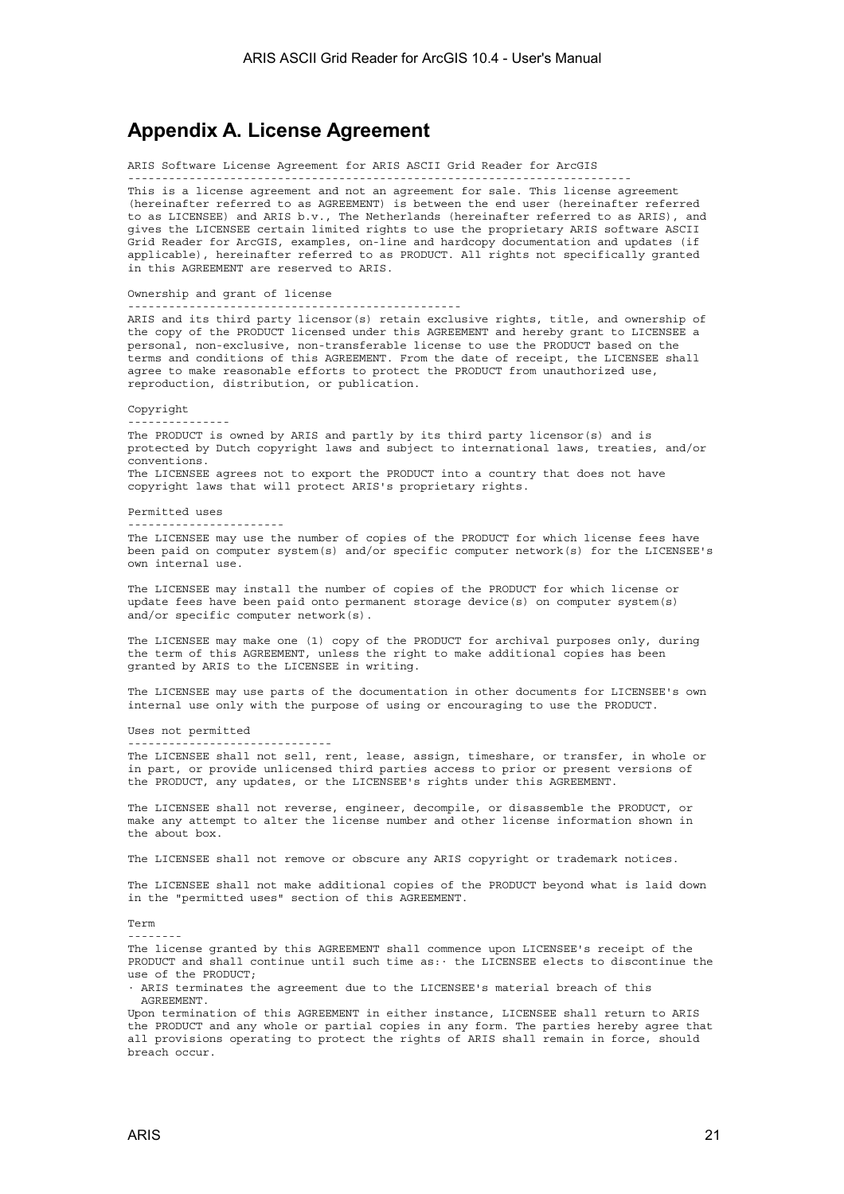# Appendix A. License Agreement

ARIS Software License Agreement for ARIS ASCII Grid Reader for ArcGIS

This is a license agreement and not an agreement for sale. This license agreement (hereinafter referred to as AGREEMENT) is between the end user (hereinafter referred to as LICENSEE) and ARIS b.v., The Netherlands (hereinafter referred to as ARIS), and gives the LICENSEE certain limited rights to use the proprietary ARIS software ASCII Grid Reader for ArcGIS, examples, on-line and hardcopy documentation and updates (if applicable), hereinafter referred to as PRODUCT. All rights not specifically granted in this AGREEMENT are reserved to ARIS.

Ownership and grant of license

ARIS and its third party licensor(s) retain exclusive rights, title, and ownership of the copy of the PRODUCT licensed under this AGREEMENT and hereby grant to LICENSEE a personal, non-exclusive, non-transferable license to use the PRODUCT based on the terms and conditions of this AGREEMENT. From the date of receipt, the LICENSEE shall agree to make reasonable efforts to protect the PRODUCT from unauthorized use, reproduction, distribution, or publication.

Copyright

The PRODUCT is owned by ARIS and partly by its third party licensor(s) and is protected by Dutch copyright laws and subject to international laws, treaties, and/or conventions.
The LICENSEE agrees not to export the PRODUCT into a country that does not have copyright laws that will protect ARIS's proprietary rights.

Permitted uses

The LICENSEE may use the number of copies of the PRODUCT for which license fees have been paid on computer system(s) and/or specific computer network(s) for the LICENSEE's own internal use.

The LICENSEE may install the number of copies of the PRODUCT for which license or update fees have been paid onto permanent storage device(s) on computer system(s) and/or specific computer network(s).

The LICENSEE may make one (1) copy of the PRODUCT for archival purposes only, during the term of this AGREEMENT, unless the right to make additional copies has been granted by ARIS to the LICENSEE in writing.

The LICENSEE may use parts of the documentation in other documents for LICENSEE's own internal use only with the purpose of using or encouraging to use the PRODUCT.

Uses not permitted

The LICENSEE shall not sell, rent, lease, assign, timeshare, or transfer, in whole or in part, or provide unlicensed third parties access to prior or present versions of the PRODUCT, any updates, or the LICENSEE's rights under this AGREEMENT.

The LICENSEE shall not reverse, engineer, decompile, or disassemble the PRODUCT, or make any attempt to alter the license number and other license information shown in the about box.

The LICENSEE shall not remove or obscure any ARIS copyright or trademark notices.

The LICENSEE shall not make additional copies of the PRODUCT beyond what is laid down in the "permitted uses" section of this AGREEMENT.

Term

The license granted by this AGREEMENT shall commence upon LICENSEE's receipt of the PRODUCT and shall continue until such time as:· the LICENSEE elects to discontinue the use of the PRODUCT;

· ARIS terminates the agreement due to the LICENSEE's material breach of this AGREEMENT.

Upon termination of this AGREEMENT in either instance, LICENSEE shall return to ARIS the PRODUCT and any whole or partial copies in any form. The parties hereby agree that all provisions operating to protect the rights of ARIS shall remain in force, should breach occur.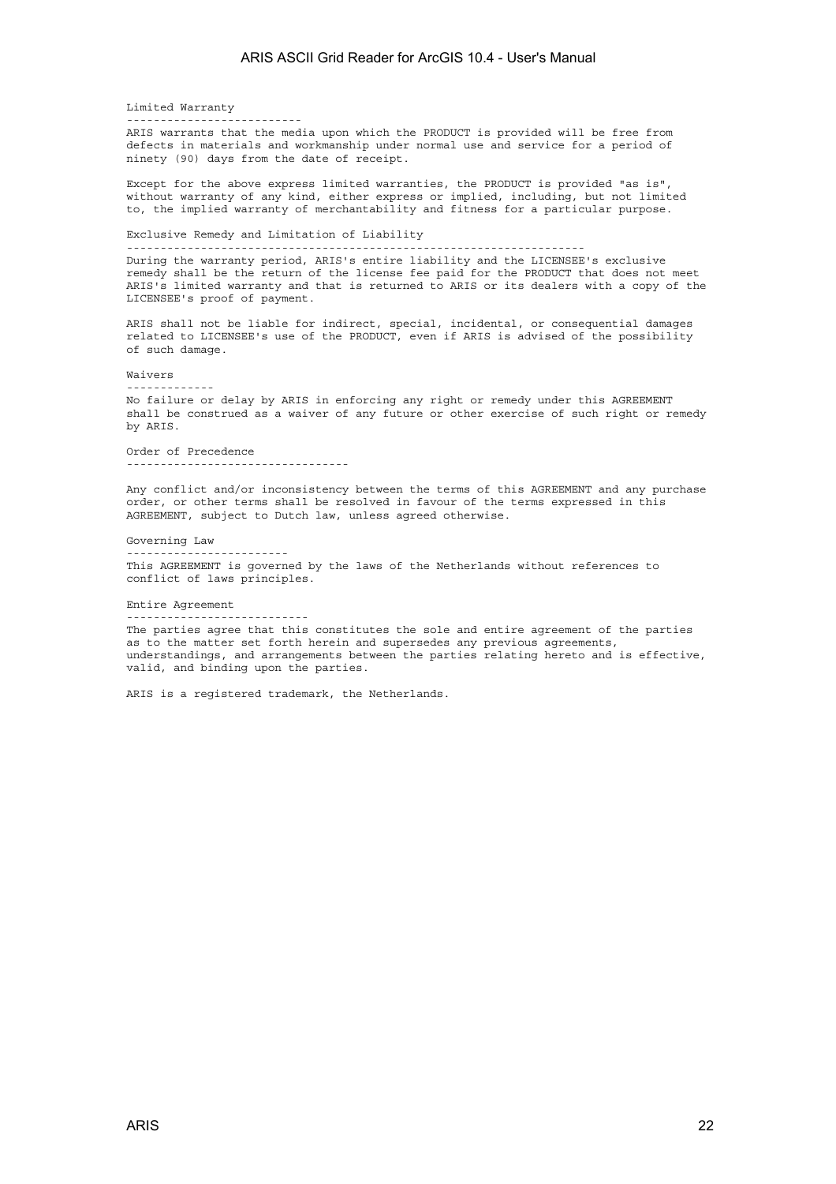## Limited Warranty

ARIS warrants that the media upon which the PRODUCT is provided will be free from defects in materials and workmanship under normal use and service for a period of ninety (90) days from the date of receipt.

Except for the above express limited warranties, the PRODUCT is provided "as is", without warranty of any kind, either express or implied, including, but not limited to, the implied warranty of merchantability and fitness for a particular purpose.

## Exclusive Remedy and Limitation of Liability

During the warranty period, ARIS's entire liability and the LICENSEE's exclusive remedy shall be the return of the license fee paid for the PRODUCT that does not meet ARIS's limited warranty and that is returned to ARIS or its dealers with a copy of the LICENSEE's proof of payment.

ARIS shall not be liable for indirect, special, incidental, or consequential damages related to LICENSEE's use of the PRODUCT, even if ARIS is advised of the possibility of such damage.

## Waivers

No failure or delay by ARIS in enforcing any right or remedy under this AGREEMENT shall be construed as a waiver of any future or other exercise of such right or remedy by ARIS.

## Order of Precedence

Any conflict and/or inconsistency between the terms of this AGREEMENT and any purchase order, or other terms shall be resolved in favour of the terms expressed in this AGREEMENT, subject to Dutch law, unless agreed otherwise.

## Governing Law

This AGREEMENT is governed by the laws of the Netherlands without references to conflict of laws principles.

## Entire Agreement

The parties agree that this constitutes the sole and entire agreement of the parties as to the matter set forth herein and supersedes any previous agreements, understandings, and arrangements between the parties relating hereto and is effective, valid, and binding upon the parties.

ARIS is a registered trademark, the Netherlands.